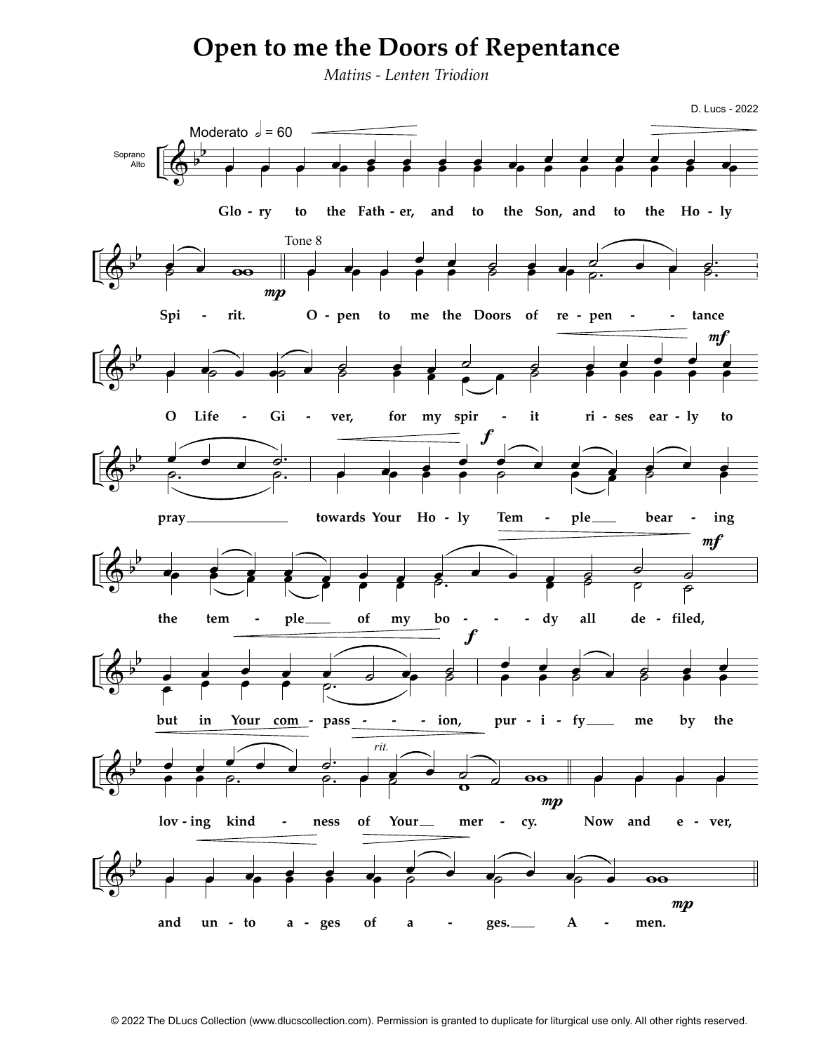# Open to me the Doors of Repentance

*Matins - Lenten Triodion*

D. Lucs - 2022

Moderato 𝅗𝅥 = 60

Soprano
Alto

Glo - ry to the Fath - er, and to the Son, and to the Ho - ly Spi - rit.

Tone 8

O - pen to me the Doors of re - pen - tance O Life - Gi - ver, for my spir - it ri - ses ear - ly to pray towards Your Ho - ly Tem - ple bear - ing the tem - ple of my bo - dy all de - filed, but in Your com - pass - ion, pur - i - fy me by the lov - ing kind - ness of Your mer - cy.

*rit.*

Now and e - ver, and un - to a - ges of a - ges. A - men.

© 2022 The DLucs Collection (www.dlucscollection.com). Permission is granted to duplicate for liturgical use only. All other rights reserved.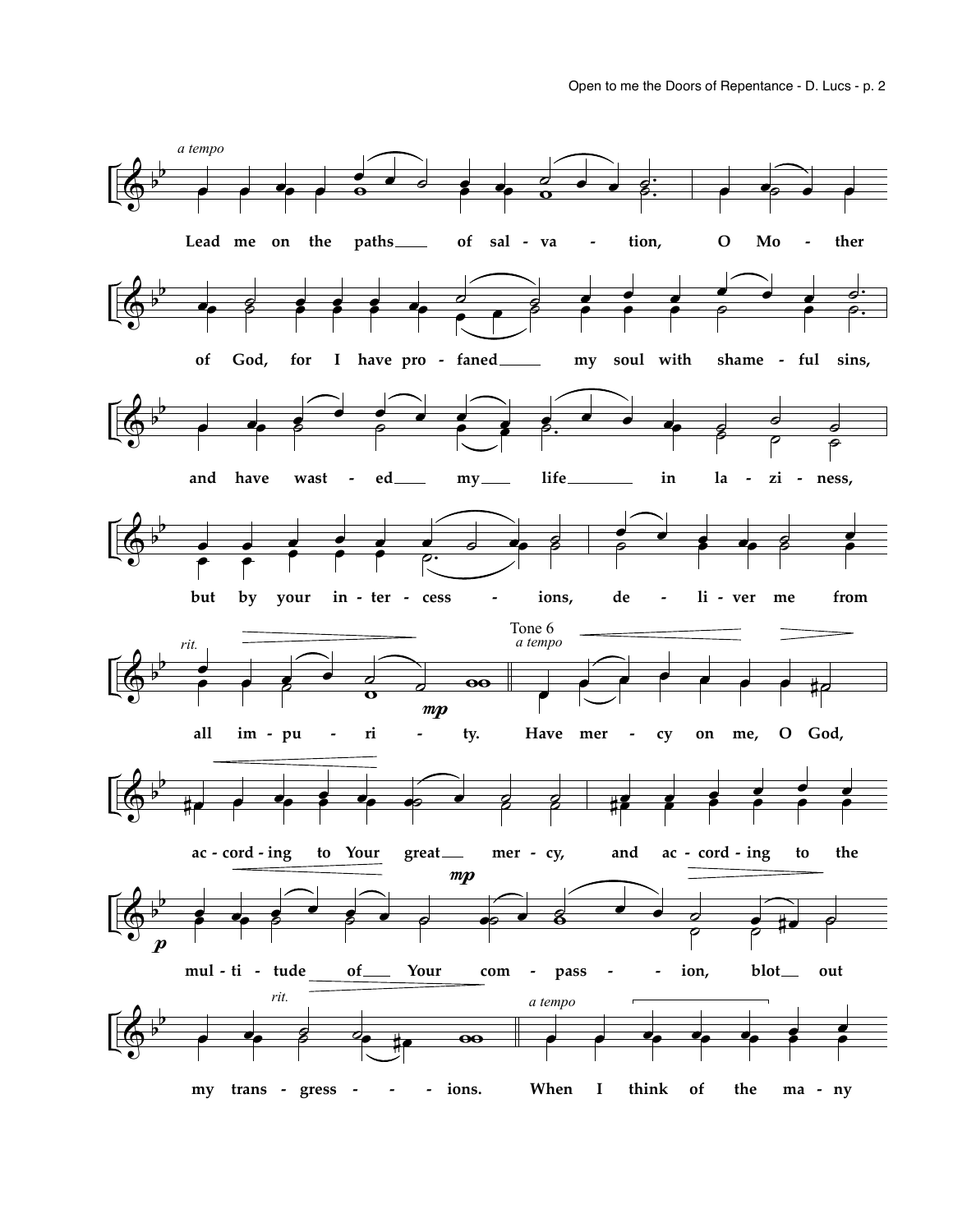*a tempo*

Lead me on the paths of sal - va - tion, O Mo - ther

of God, for I have pro - faned my soul with shame - ful sins,

and have wast - ed my life in la - zi - ness,

but by your in - ter - cess - ions, de - li - ver me from

*rit.*

all im - pu - ri - ty.

Tone 6
*a tempo*

Have mer - cy on me, O God,

ac - cord - ing to Your great mer - cy, and ac - cord - ing to the

mul - ti - tude of Your com - pass - ion, blot out

*rit.*

my trans - gress - ions.

*a tempo*

When I think of the ma - ny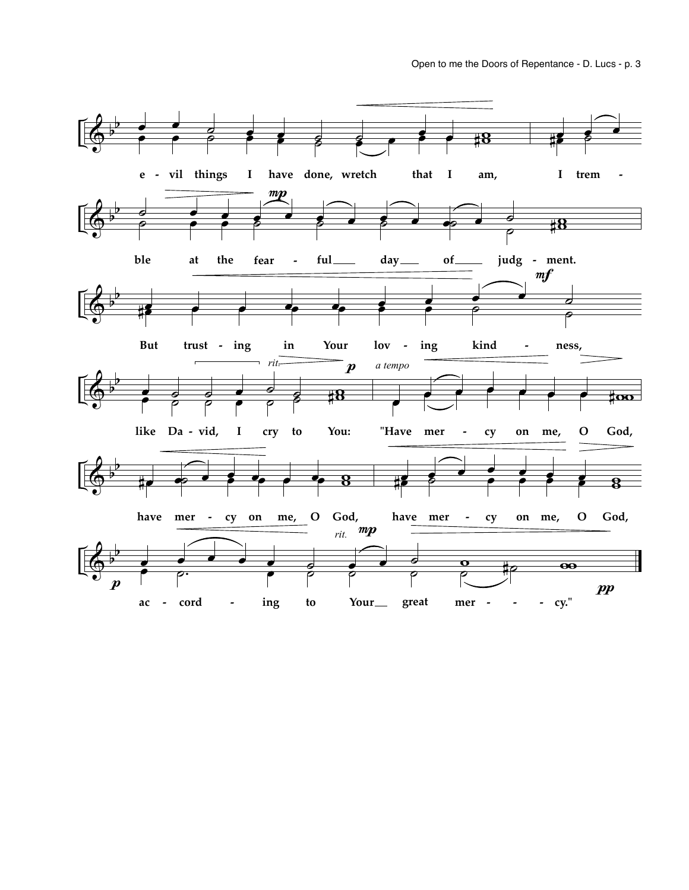e - vil things I have done, wretch that I am, I trem -

ble at the fear - ful day of judg - ment.

But trust - ing in Your lov - ing kind - ness,

like Da - vid, I cry to You: "Have mer - cy on me, O God,

have mer - cy on me, O God, have mer - cy on me, O God,

ac - cord - ing to Your great mer - - - cy."